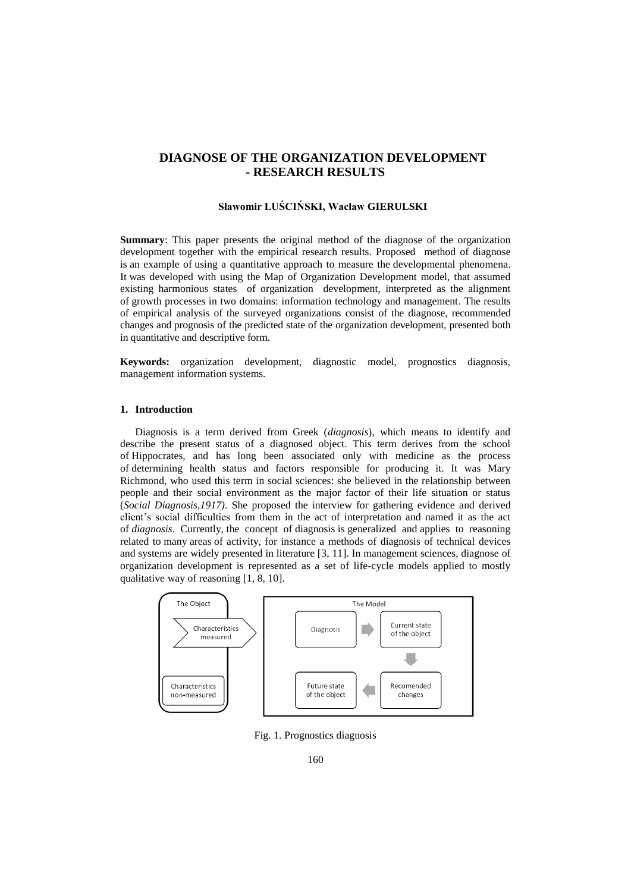# DIAGNOSE OF THE ORGANIZATION DEVELOPMENT - RESEARCH RESULTS

**Sławomir LUŚCIŃSKI, Wacław GIERULSKI**

**Summary**: This paper presents the original method of the diagnose of the organization development together with the empirical research results. Proposed method of diagnose is an example of using a quantitative approach to measure the developmental phenomena. It was developed with using the Map of Organization Development model, that assumed existing harmonious states of organization development, interpreted as the alignment of growth processes in two domains: information technology and management. The results of empirical analysis of the surveyed organizations consist of the diagnose, recommended changes and prognosis of the predicted state of the organization development, presented both in quantitative and descriptive form.

**Keywords:** organization development, diagnostic model, prognostics diagnosis, management information systems.

## 1. Introduction

Diagnosis is a term derived from Greek (*diagnosis*), which means to identify and describe the present status of a diagnosed object. This term derives from the school of Hippocrates, and has long been associated only with medicine as the process of determining health status and factors responsible for producing it. It was Mary Richmond, who used this term in social sciences: she believed in the relationship between people and their social environment as the major factor of their life situation or status (*Social Diagnosis,1917)*. She proposed the interview for gathering evidence and derived client's social difficulties from them in the act of interpretation and named it as the act of *diagnosis*. Currently, the concept of diagnosis is generalized and applies to reasoning related to many areas of activity, for instance a methods of diagnosis of technical devices and systems are widely presented in literature [3, 11]. In management sciences, diagnose of organization development is represented as a set of life-cycle models applied to mostly qualitative way of reasoning [1, 8, 10].

Fig. 1. Prognostics diagnosis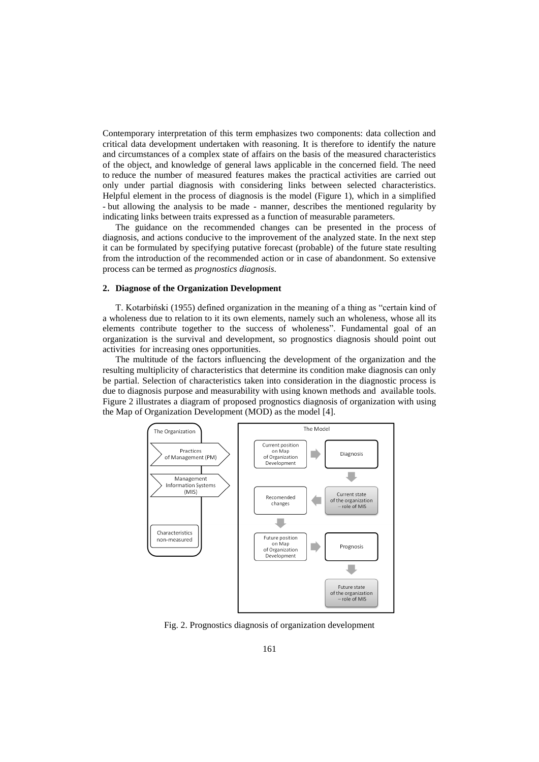Contemporary interpretation of this term emphasizes two components: data collection and critical data development undertaken with reasoning. It is therefore to identify the nature and circumstances of a complex state of affairs on the basis of the measured characteristics of the object, and knowledge of general laws applicable in the concerned field. The need to reduce the number of measured features makes the practical activities are carried out only under partial diagnosis with considering links between selected characteristics. Helpful element in the process of diagnosis is the model (Figure 1), which in a simplified - but allowing the analysis to be made - manner, describes the mentioned regularity by indicating links between traits expressed as a function of measurable parameters.

The guidance on the recommended changes can be presented in the process of diagnosis, and actions conducive to the improvement of the analyzed state. In the next step it can be formulated by specifying putative forecast (probable) of the future state resulting from the introduction of the recommended action or in case of abandonment. So extensive process can be termed as *prognostics diagnosis*.

## 2. Diagnose of the Organization Development

T. Kotarbiński (1955) defined organization in the meaning of a thing as "certain kind of a wholeness due to relation to it its own elements, namely such an wholeness, whose all its elements contribute together to the success of wholeness". Fundamental goal of an organization is the survival and development, so prognostics diagnosis should point out activities for increasing ones opportunities.

The multitude of the factors influencing the development of the organization and the resulting multiplicity of characteristics that determine its condition make diagnosis can only be partial. Selection of characteristics taken into consideration in the diagnostic process is due to diagnosis purpose and measurability with using known methods and available tools. Figure 2 illustrates a diagram of proposed prognostics diagnosis of organization with using the Map of Organization Development (MOD) as the model [4].

The Organization: Practices of Management (PM); Management Information Systems (MIS); Characteristics non-measured

The Model: Current position on Map of Organization Development → Diagnosis → Current state of the organization – role of MIS → Recomended changes → Future position on Map of Organization Development → Prognosis → Future state of the organization – role of MIS

Fig. 2. Prognostics diagnosis of organization development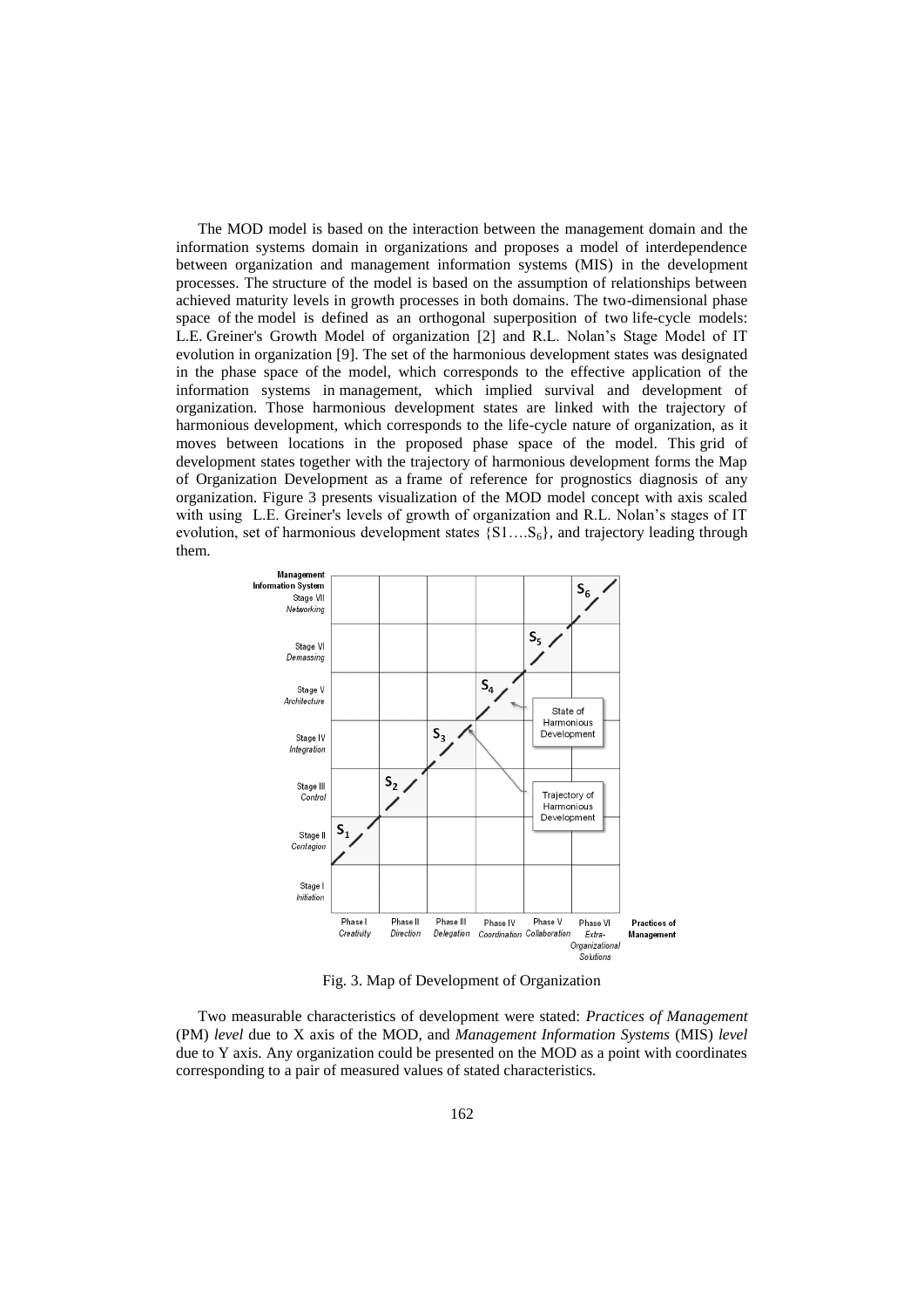The MOD model is based on the interaction between the management domain and the information systems domain in organizations and proposes a model of interdependence between organization and management information systems (MIS) in the development processes. The structure of the model is based on the assumption of relationships between achieved maturity levels in growth processes in both domains. The two-dimensional phase space of the model is defined as an orthogonal superposition of two life-cycle models: L.E. Greiner's Growth Model of organization [2] and R.L. Nolan's Stage Model of IT evolution in organization [9]. The set of the harmonious development states was designated in the phase space of the model, which corresponds to the effective application of the information systems in management, which implied survival and development of organization. Those harmonious development states are linked with the trajectory of harmonious development, which corresponds to the life-cycle nature of organization, as it moves between locations in the proposed phase space of the model. This grid of development states together with the trajectory of harmonious development forms the Map of Organization Development as a frame of reference for prognostics diagnosis of any organization. Figure 3 presents visualization of the MOD model concept with axis scaled with using L.E. Greiner's levels of growth of organization and R.L. Nolan's stages of IT evolution, set of harmonious development states $\{S1 \ldots S_6\}$, and trajectory leading through them.

Fig. 3. Map of Development of Organization

Two measurable characteristics of development were stated: *Practices of Management* (PM) *level* due to X axis of the MOD, and *Management Information Systems* (MIS) *level* due to Y axis. Any organization could be presented on the MOD as a point with coordinates corresponding to a pair of measured values of stated characteristics.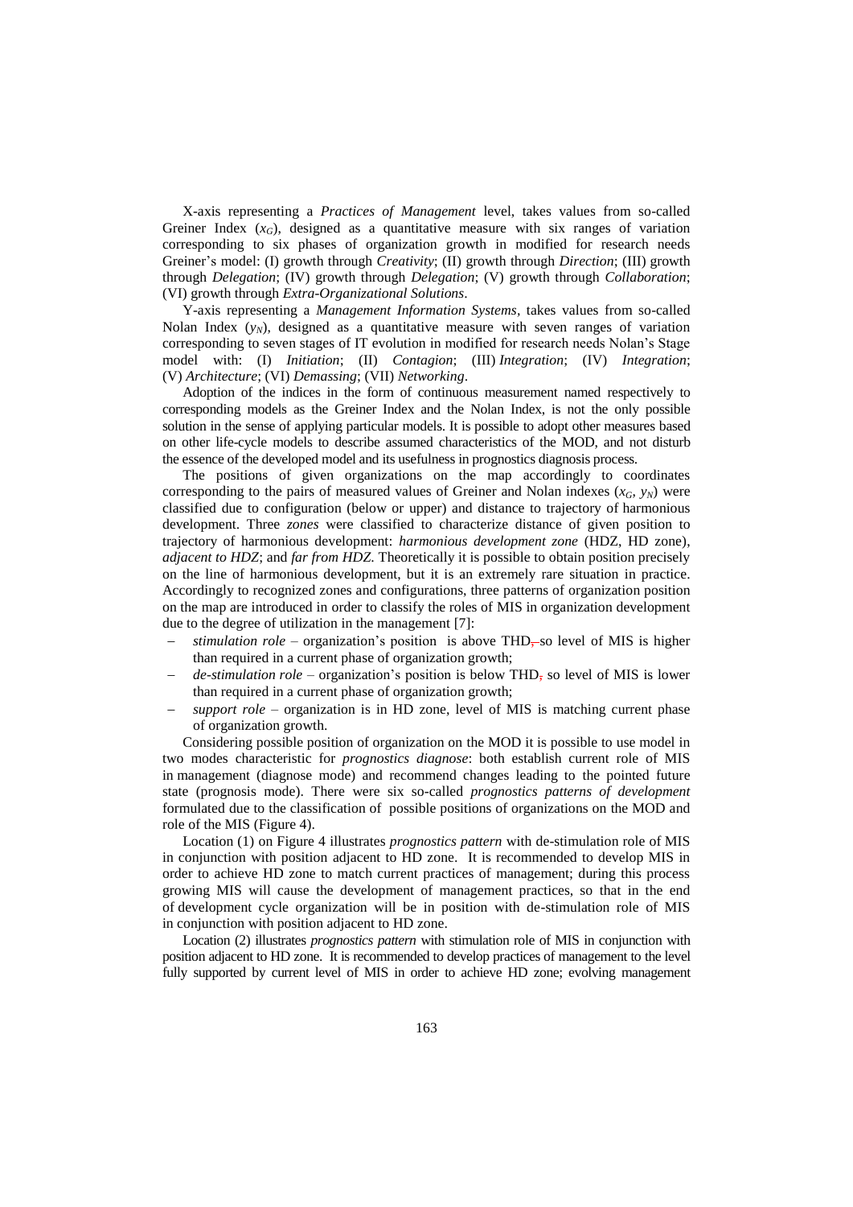X-axis representing a *Practices of Management* level, takes values from so-called Greiner Index ($x_G$), designed as a quantitative measure with six ranges of variation corresponding to six phases of organization growth in modified for research needs Greiner's model: (I) growth through *Creativity*; (II) growth through *Direction*; (III) growth through *Delegation*; (IV) growth through *Delegation*; (V) growth through *Collaboration*; (VI) growth through *Extra-Organizational Solutions*.

Y-axis representing a *Management Information Systems*, takes values from so-called Nolan Index ($y_N$), designed as a quantitative measure with seven ranges of variation corresponding to seven stages of IT evolution in modified for research needs Nolan's Stage model with: (I) *Initiation*; (II) *Contagion*; (III) *Integration*; (IV) *Integration*; (V) *Architecture*; (VI) *Demassing*; (VII) *Networking*.

Adoption of the indices in the form of continuous measurement named respectively to corresponding models as the Greiner Index and the Nolan Index, is not the only possible solution in the sense of applying particular models. It is possible to adopt other measures based on other life-cycle models to describe assumed characteristics of the MOD, and not disturb the essence of the developed model and its usefulness in prognostics diagnosis process.

The positions of given organizations on the map accordingly to coordinates corresponding to the pairs of measured values of Greiner and Nolan indexes ($x_G$, $y_N$) were classified due to configuration (below or upper) and distance to trajectory of harmonious development. Three *zones* were classified to characterize distance of given position to trajectory of harmonious development: *harmonious development zone* (HDZ, HD zone), *adjacent to HDZ*; and *far from HDZ*. Theoretically it is possible to obtain position precisely on the line of harmonious development, but it is an extremely rare situation in practice. Accordingly to recognized zones and configurations, three patterns of organization position on the map are introduced in order to classify the roles of MIS in organization development due to the degree of utilization in the management [7]:

- *stimulation role* – organization's position is above THD, so level of MIS is higher than required in a current phase of organization growth;
- *de-stimulation role* – organization's position is below THD, so level of MIS is lower than required in a current phase of organization growth;
- *support role* – organization is in HD zone, level of MIS is matching current phase of organization growth.

Considering possible position of organization on the MOD it is possible to use model in two modes characteristic for *prognostics diagnose*: both establish current role of MIS in management (diagnose mode) and recommend changes leading to the pointed future state (prognosis mode). There were six so-called *prognostics patterns of development* formulated due to the classification of possible positions of organizations on the MOD and role of the MIS (Figure 4).

Location (1) on Figure 4 illustrates *prognostics pattern* with de-stimulation role of MIS in conjunction with position adjacent to HD zone. It is recommended to develop MIS in order to achieve HD zone to match current practices of management; during this process growing MIS will cause the development of management practices, so that in the end of development cycle organization will be in position with de-stimulation role of MIS in conjunction with position adjacent to HD zone.

Location (2) illustrates *prognostics pattern* with stimulation role of MIS in conjunction with position adjacent to HD zone. It is recommended to develop practices of management to the level fully supported by current level of MIS in order to achieve HD zone; evolving management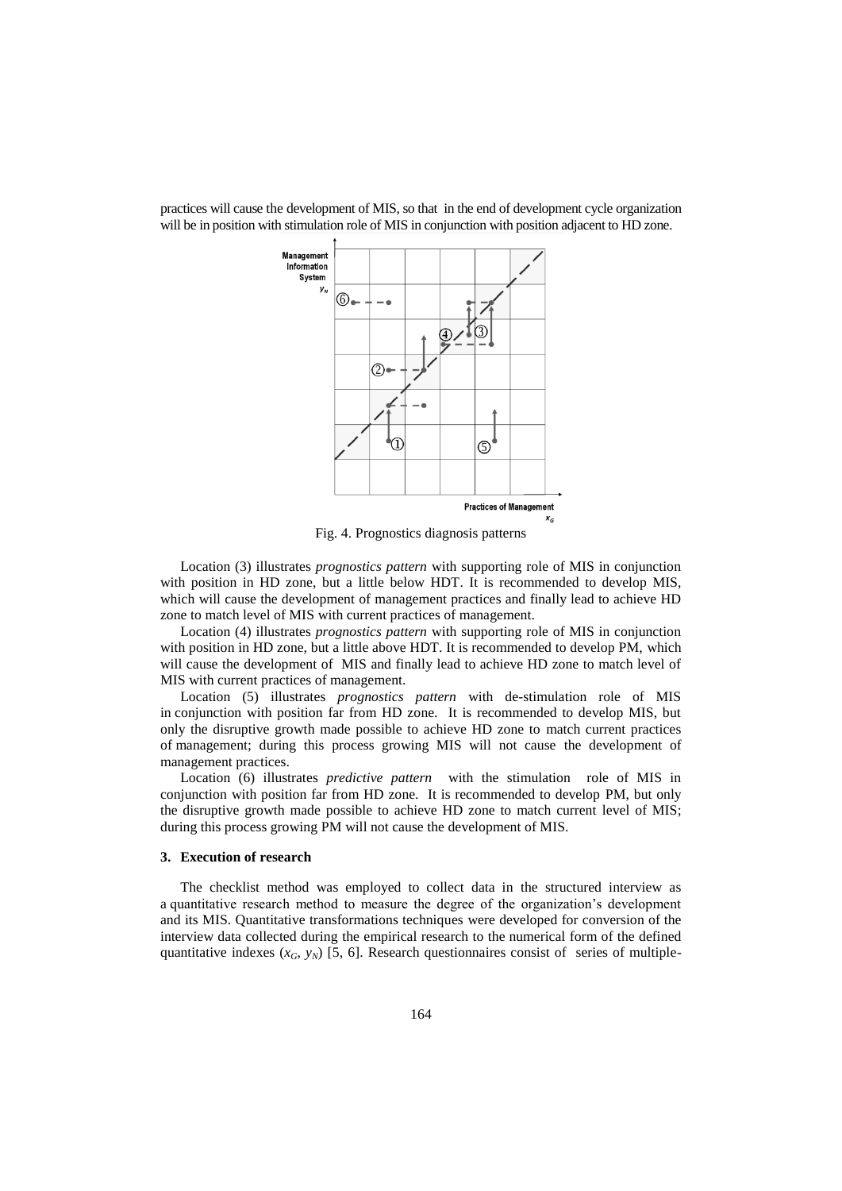practices will cause the development of MIS, so that in the end of development cycle organization will be in position with stimulation role of MIS in conjunction with position adjacent to HD zone.

Fig. 4. Prognostics diagnosis patterns

Location (3) illustrates *prognostics pattern* with supporting role of MIS in conjunction with position in HD zone, but a little below HDT. It is recommended to develop MIS, which will cause the development of management practices and finally lead to achieve HD zone to match level of MIS with current practices of management.

Location (4) illustrates *prognostics pattern* with supporting role of MIS in conjunction with position in HD zone, but a little above HDT. It is recommended to develop PM, which will cause the development of MIS and finally lead to achieve HD zone to match level of MIS with current practices of management.

Location (5) illustrates *prognostics pattern* with de-stimulation role of MIS in conjunction with position far from HD zone. It is recommended to develop MIS, but only the disruptive growth made possible to achieve HD zone to match current practices of management; during this process growing MIS will not cause the development of management practices.

Location (6) illustrates *predictive pattern* with the stimulation role of MIS in conjunction with position far from HD zone. It is recommended to develop PM, but only the disruptive growth made possible to achieve HD zone to match current level of MIS; during this process growing PM will not cause the development of MIS.

### 3. Execution of research

The checklist method was employed to collect data in the structured interview as a quantitative research method to measure the degree of the organization's development and its MIS. Quantitative transformations techniques were developed for conversion of the interview data collected during the empirical research to the numerical form of the defined quantitative indexes ($x_G$, $y_N$) [5, 6]. Research questionnaires consist of series of multiple-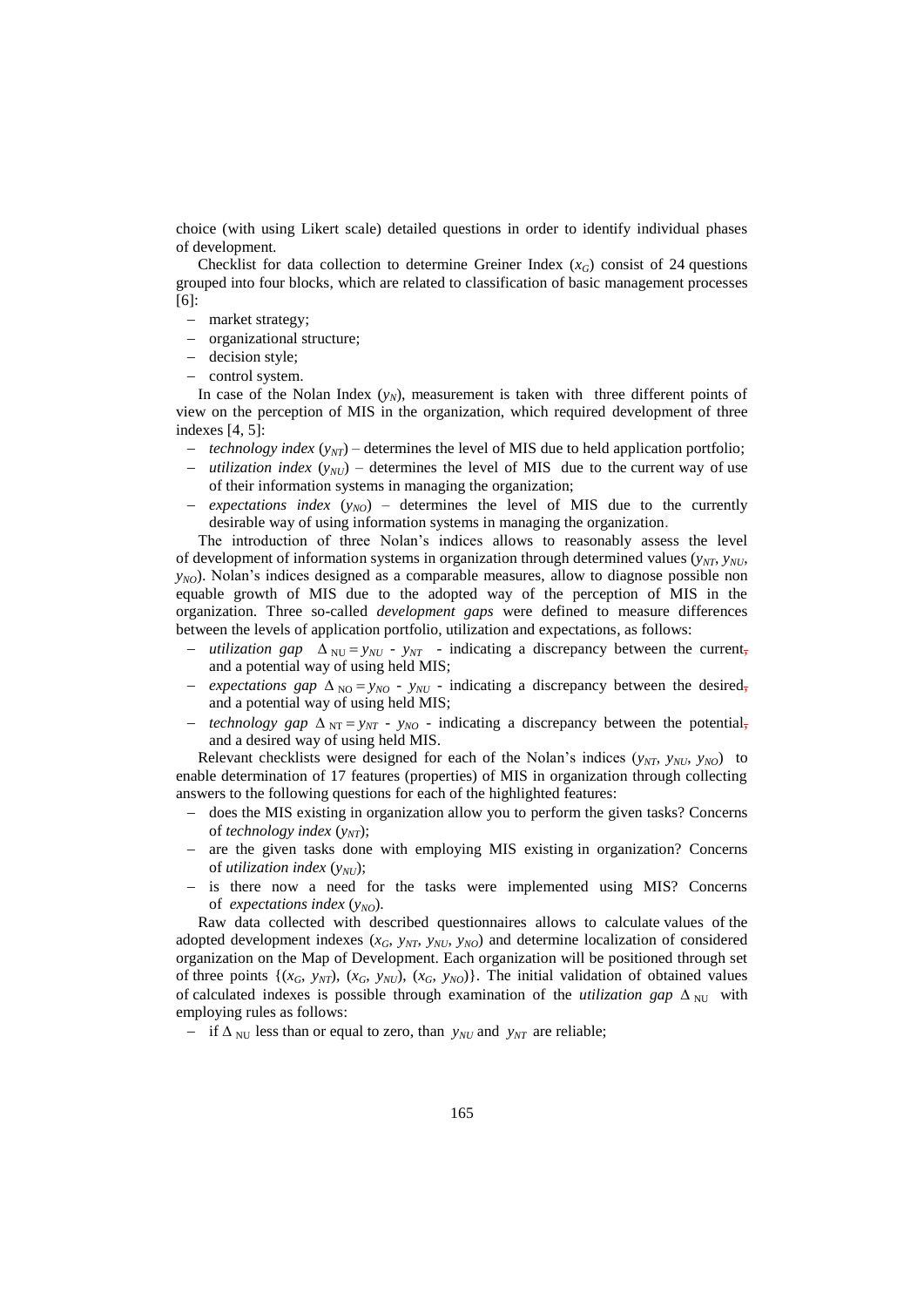choice (with using Likert scale) detailed questions in order to identify individual phases of development.

Checklist for data collection to determine Greiner Index ($x_G$) consist of 24 questions grouped into four blocks, which are related to classification of basic management processes [6]:

- market strategy;
- organizational structure;
- decision style;
- control system.

In case of the Nolan Index ($y_N$), measurement is taken with three different points of view on the perception of MIS in the organization, which required development of three indexes [4, 5]:

- *technology index* ($y_{NT}$) – determines the level of MIS due to held application portfolio;
- *utilization index* ($y_{NU}$) – determines the level of MIS due to the current way of use of their information systems in managing the organization;
- *expectations index* ($y_{NO}$) – determines the level of MIS due to the currently desirable way of using information systems in managing the organization.

The introduction of three Nolan's indices allows to reasonably assess the level of development of information systems in organization through determined values ($y_{NT}$, $y_{NU}$, $y_{NO}$). Nolan's indices designed as a comparable measures, allow to diagnose possible non equable growth of MIS due to the adopted way of the perception of MIS in the organization. Three so-called *development gaps* were defined to measure differences between the levels of application portfolio, utilization and expectations, as follows:

- *utilization gap* $\Delta_{NU} = y_{NU} - y_{NT}$ - indicating a discrepancy between the current, and a potential way of using held MIS;
- *expectations gap* $\Delta_{NO} = y_{NO} - y_{NU}$ - indicating a discrepancy between the desired, and a potential way of using held MIS;
- *technology gap* $\Delta_{NT} = y_{NT} - y_{NO}$ - indicating a discrepancy between the potential, and a desired way of using held MIS.

Relevant checklists were designed for each of the Nolan's indices ($y_{NT}$, $y_{NU}$, $y_{NO}$) to enable determination of 17 features (properties) of MIS in organization through collecting answers to the following questions for each of the highlighted features:

- does the MIS existing in organization allow you to perform the given tasks? Concerns of *technology index* ($y_{NT}$);
- are the given tasks done with employing MIS existing in organization? Concerns of *utilization index* ($y_{NU}$);
- is there now a need for the tasks were implemented using MIS? Concerns of *expectations index* ($y_{NO}$).

Raw data collected with described questionnaires allows to calculate values of the adopted development indexes ($x_G$, $y_{NT}$, $y_{NU}$, $y_{NO}$) and determine localization of considered organization on the Map of Development. Each organization will be positioned through set of three points $\{(x_G, y_{NT}), (x_G, y_{NU}), (x_G, y_{NO})\}$. The initial validation of obtained values of calculated indexes is possible through examination of the *utilization gap* $\Delta_{NU}$ with employing rules as follows:

- if $\Delta_{NU}$ less than or equal to zero, than $y_{NU}$ and $y_{NT}$ are reliable;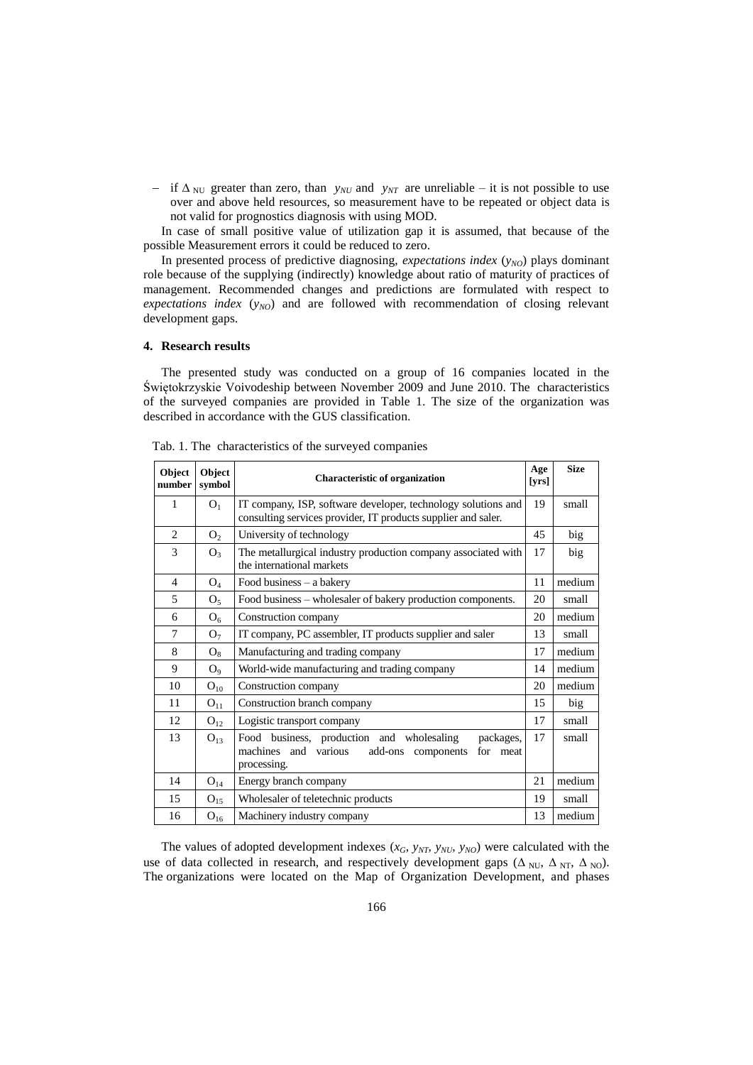– if $\Delta_{NU}$ greater than zero, than $y_{NU}$ and $y_{NT}$ are unreliable – it is not possible to use over and above held resources, so measurement have to be repeated or object data is not valid for prognostics diagnosis with using MOD.

In case of small positive value of utilization gap it is assumed, that because of the possible Measurement errors it could be reduced to zero.

In presented process of predictive diagnosing, *expectations index* ($y_{NO}$) plays dominant role because of the supplying (indirectly) knowledge about ratio of maturity of practices of management. Recommended changes and predictions are formulated with respect to *expectations index* ($y_{NO}$) and are followed with recommendation of closing relevant development gaps.

## 4. Research results

The presented study was conducted on a group of 16 companies located in the Świętokrzyskie Voivodeship between November 2009 and June 2010. The characteristics of the surveyed companies are provided in Table 1. The size of the organization was described in accordance with the GUS classification.

Tab. 1. The characteristics of the surveyed companies

| Object number | Object symbol | Characteristic of organization | Age [yrs] | Size |
|---|---|---|---|---|
| 1 | $O_1$ | IT company, ISP, software developer, technology solutions and consulting services provider, IT products supplier and saler. | 19 | small |
| 2 | $O_2$ | University of technology | 45 | big |
| 3 | $O_3$ | The metallurgical industry production company associated with the international markets | 17 | big |
| 4 | $O_4$ | Food business – a bakery | 11 | medium |
| 5 | $O_5$ | Food business – wholesaler of bakery production components. | 20 | small |
| 6 | $O_6$ | Construction company | 20 | medium |
| 7 | $O_7$ | IT company, PC assembler, IT products supplier and saler | 13 | small |
| 8 | $O_8$ | Manufacturing and trading company | 17 | medium |
| 9 | $O_9$ | World-wide manufacturing and trading company | 14 | medium |
| 10 | $O_{10}$ | Construction company | 20 | medium |
| 11 | $O_{11}$ | Construction branch company | 15 | big |
| 12 | $O_{12}$ | Logistic transport company | 17 | small |
| 13 | $O_{13}$ | Food business, production and wholesaling packages, machines and various add-ons components for meat processing. | 17 | small |
| 14 | $O_{14}$ | Energy branch company | 21 | medium |
| 15 | $O_{15}$ | Wholesaler of teletechnic products | 19 | small |
| 16 | $O_{16}$ | Machinery industry company | 13 | medium |

The values of adopted development indexes ($x_G$, $y_{NT}$, $y_{NU}$, $y_{NO}$) were calculated with the use of data collected in research, and respectively development gaps ($\Delta_{NU}$, $\Delta_{NT}$, $\Delta_{NO}$). The organizations were located on the Map of Organization Development, and phases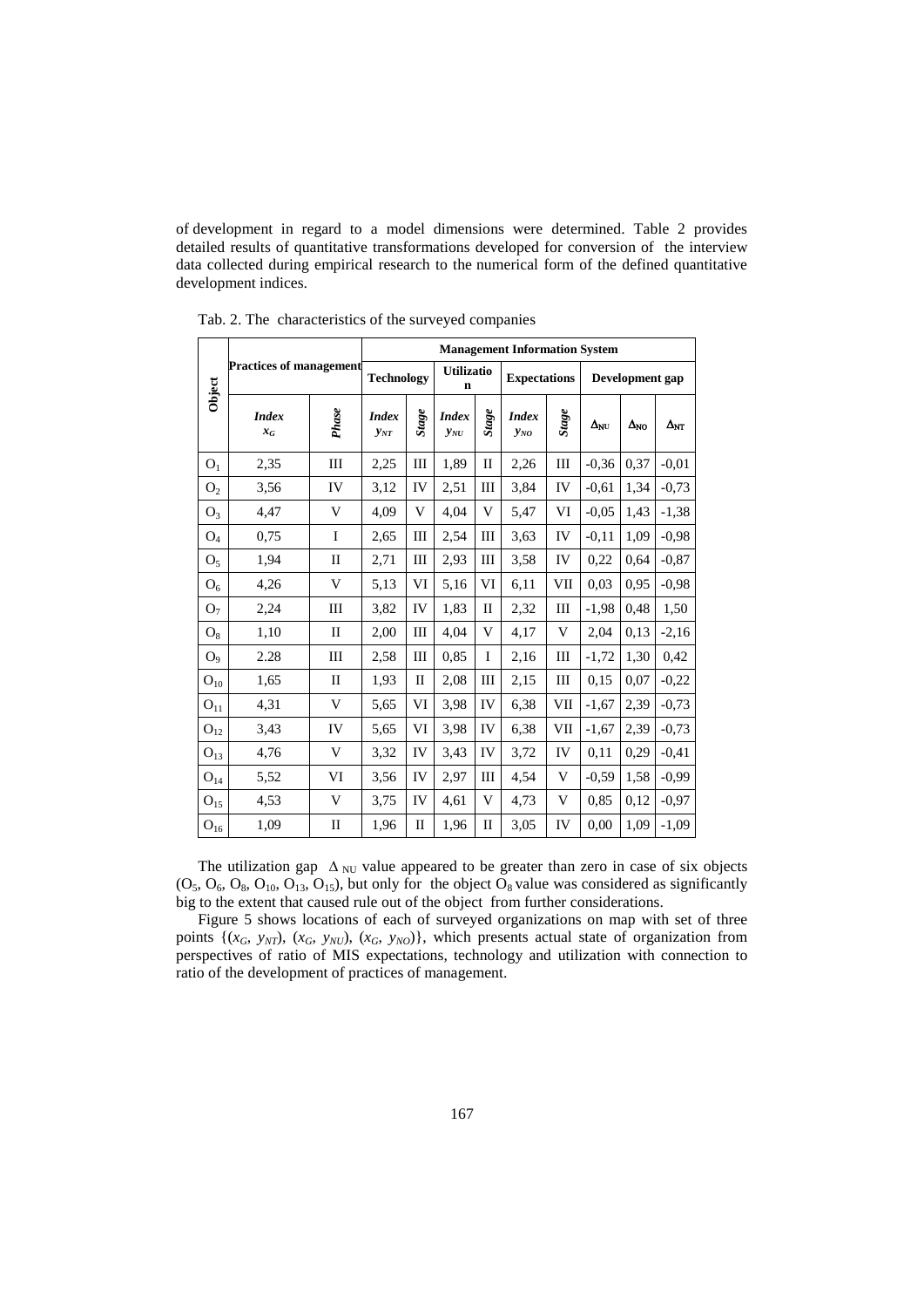of development in regard to a model dimensions were determined. Table 2 provides detailed results of quantitative transformations developed for conversion of the interview data collected during empirical research to the numerical form of the defined quantitative development indices.

Tab. 2. The characteristics of the surveyed companies

| Object | Practices of management | | Management Information System | | | | | | | | |
|---|---|---|---|---|---|---|---|---|---|---|---|
| | | | Technology | | Utilization | | Expectations | | Development gap | | |
| | *Index* $x_G$ | *Phase* | *Index* $y_{NT}$ | *Stage* | *Index* $y_{NU}$ | *Stage* | *Index* $y_{NO}$ | *Stage* | $\Delta_{NU}$ | $\Delta_{NO}$ | $\Delta_{NT}$ |
| $O_1$ | 2,35 | III | 2,25 | III | 1,89 | II | 2,26 | III | -0,36 | 0,37 | -0,01 |
| $O_2$ | 3,56 | IV | 3,12 | IV | 2,51 | III | 3,84 | IV | -0,61 | 1,34 | -0,73 |
| $O_3$ | 4,47 | V | 4,09 | V | 4,04 | V | 5,47 | VI | -0,05 | 1,43 | -1,38 |
| $O_4$ | 0,75 | I | 2,65 | III | 2,54 | III | 3,63 | IV | -0,11 | 1,09 | -0,98 |
| $O_5$ | 1,94 | II | 2,71 | III | 2,93 | III | 3,58 | IV | 0,22 | 0,64 | -0,87 |
| $O_6$ | 4,26 | V | 5,13 | VI | 5,16 | VI | 6,11 | VII | 0,03 | 0,95 | -0,98 |
| $O_7$ | 2,24 | III | 3,82 | IV | 1,83 | II | 2,32 | III | -1,98 | 0,48 | 1,50 |
| $O_8$ | 1,10 | II | 2,00 | III | 4,04 | V | 4,17 | V | 2,04 | 0,13 | -2,16 |
| $O_9$ | 2.28 | III | 2,58 | III | 0,85 | I | 2,16 | III | -1,72 | 1,30 | 0,42 |
| $O_{10}$ | 1,65 | II | 1,93 | II | 2,08 | III | 2,15 | III | 0,15 | 0,07 | -0,22 |
| $O_{11}$ | 4,31 | V | 5,65 | VI | 3,98 | IV | 6,38 | VII | -1,67 | 2,39 | -0,73 |
| $O_{12}$ | 3,43 | IV | 5,65 | VI | 3,98 | IV | 6,38 | VII | -1,67 | 2,39 | -0,73 |
| $O_{13}$ | 4,76 | V | 3,32 | IV | 3,43 | IV | 3,72 | IV | 0,11 | 0,29 | -0,41 |
| $O_{14}$ | 5,52 | VI | 3,56 | IV | 2,97 | III | 4,54 | V | -0,59 | 1,58 | -0,99 |
| $O_{15}$ | 4,53 | V | 3,75 | IV | 4,61 | V | 4,73 | V | 0,85 | 0,12 | -0,97 |
| $O_{16}$ | 1,09 | II | 1,96 | II | 1,96 | II | 3,05 | IV | 0,00 | 1,09 | -1,09 |

The utilization gap $\Delta_{NU}$ value appeared to be greater than zero in case of six objects ($O_5$, $O_6$, $O_8$, $O_{10}$, $O_{13}$, $O_{15}$), but only for the object $O_8$ value was considered as significantly big to the extent that caused rule out of the object from further considerations.

Figure 5 shows locations of each of surveyed organizations on map with set of three points $\{(x_G, y_{NT}), (x_G, y_{NU}), (x_G, y_{NO})\}$, which presents actual state of organization from perspectives of ratio of MIS expectations, technology and utilization with connection to ratio of the development of practices of management.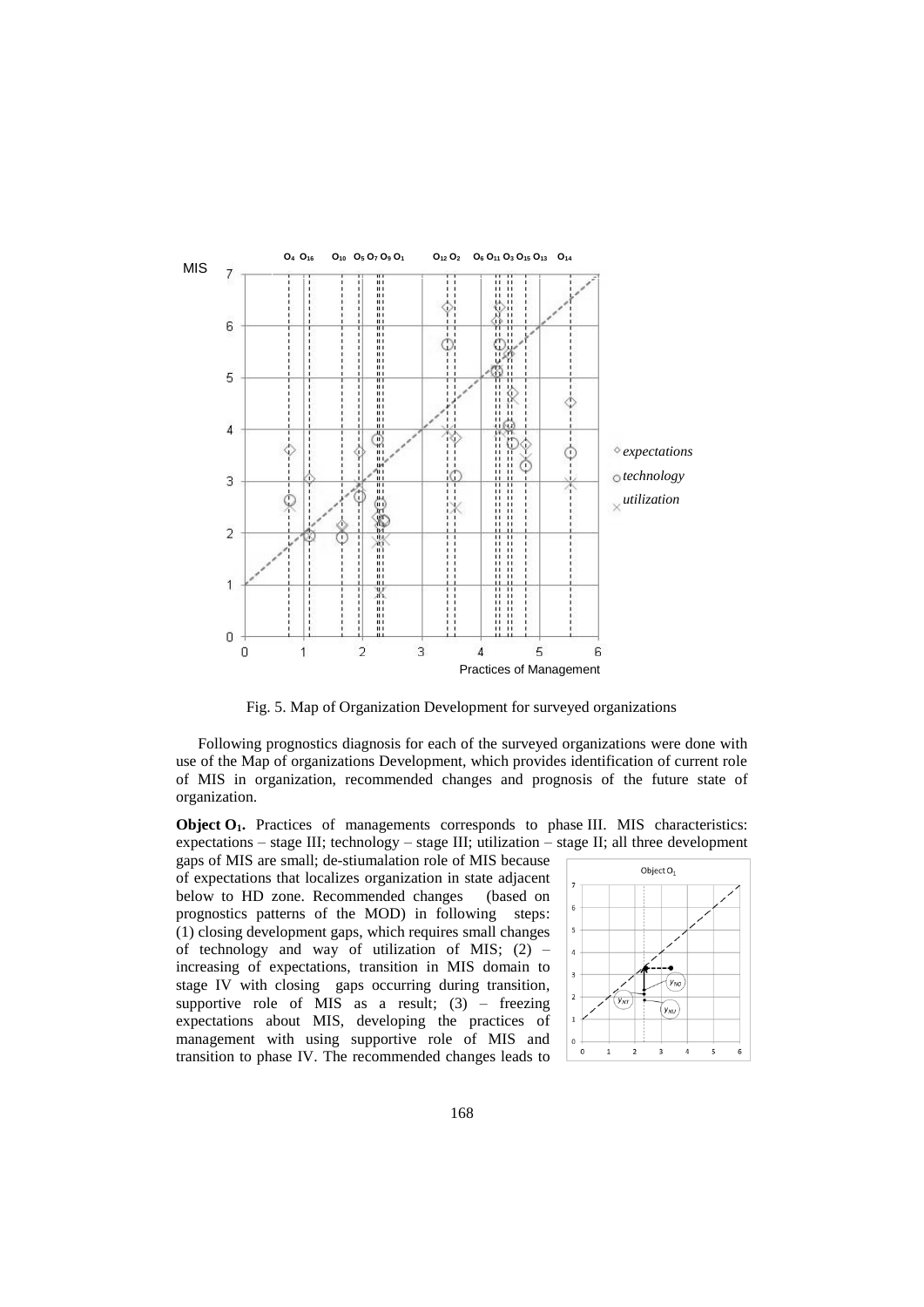Fig. 5. Map of Organization Development for surveyed organizations

Following prognostics diagnosis for each of the surveyed organizations were done with use of the Map of organizations Development, which provides identification of current role of MIS in organization, recommended changes and prognosis of the future state of organization.

**Object $O_1$.** Practices of managements corresponds to phase III. MIS characteristics: expectations – stage III; technology – stage III; utilization – stage II; all three development gaps of MIS are small; de-stiumalation role of MIS because of expectations that localizes organization in state adjacent below to HD zone. Recommended changes (based on prognostics patterns of the MOD) in following steps: (1) closing development gaps, which requires small changes of technology and way of utilization of MIS; (2) – increasing of expectations, transition in MIS domain to stage IV with closing gaps occurring during transition, supportive role of MIS as a result; (3) – freezing expectations about MIS, developing the practices of management with using supportive role of MIS and transition to phase IV. The recommended changes leads to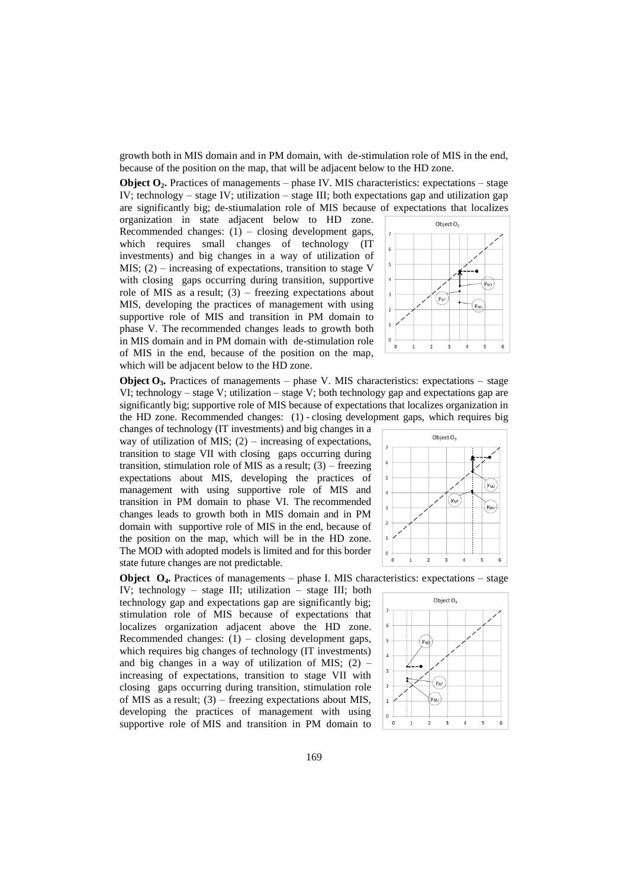growth both in MIS domain and in PM domain, with de-stimulation role of MIS in the end, because of the position on the map, that will be adjacent below to the HD zone.

**Object O$_2$.** Practices of managements – phase IV. MIS characteristics: expectations – stage IV; technology – stage IV; utilization – stage III; both expectations gap and utilization gap are significantly big; de-stiumalation role of MIS because of expectations that localizes organization in state adjacent below to HD zone. Recommended changes: (1) – closing development gaps, which requires small changes of technology (IT investments) and big changes in a way of utilization of MIS; (2) – increasing of expectations, transition to stage V with closing gaps occurring during transition, supportive role of MIS as a result; (3) – freezing expectations about MIS, developing the practices of management with using supportive role of MIS and transition in PM domain to phase V. The recommended changes leads to growth both in MIS domain and in PM domain with de-stimulation role of MIS in the end, because of the position on the map, which will be adjacent below to the HD zone.

**Object O$_3$.** Practices of managements – phase V. MIS characteristics: expectations – stage VI; technology – stage V; utilization – stage V; both technology gap and expectations gap are significantly big; supportive role of MIS because of expectations that localizes organization in the HD zone. Recommended changes: (1) - closing development gaps, which requires big changes of technology (IT investments) and big changes in a way of utilization of MIS; (2) – increasing of expectations, transition to stage VII with closing gaps occurring during transition, stimulation role of MIS as a result; (3) – freezing expectations about MIS, developing the practices of management with using supportive role of MIS and transition in PM domain to phase VI. The recommended changes leads to growth both in MIS domain and in PM domain with supportive role of MIS in the end, because of the position on the map, which will be in the HD zone. The MOD with adopted models is limited and for this border state future changes are not predictable.

**Object O$_4$.** Practices of managements – phase I. MIS characteristics: expectations – stage IV; technology – stage III; utilization – stage III; both technology gap and expectations gap are significantly big; stimulation role of MIS because of expectations that localizes organization adjacent above the HD zone. Recommended changes: (1) – closing development gaps, which requires big changes of technology (IT investments) and big changes in a way of utilization of MIS; (2) – increasing of expectations, transition to stage VII with closing gaps occurring during transition, stimulation role of MIS as a result; (3) – freezing expectations about MIS, developing the practices of management with using supportive role of MIS and transition in PM domain to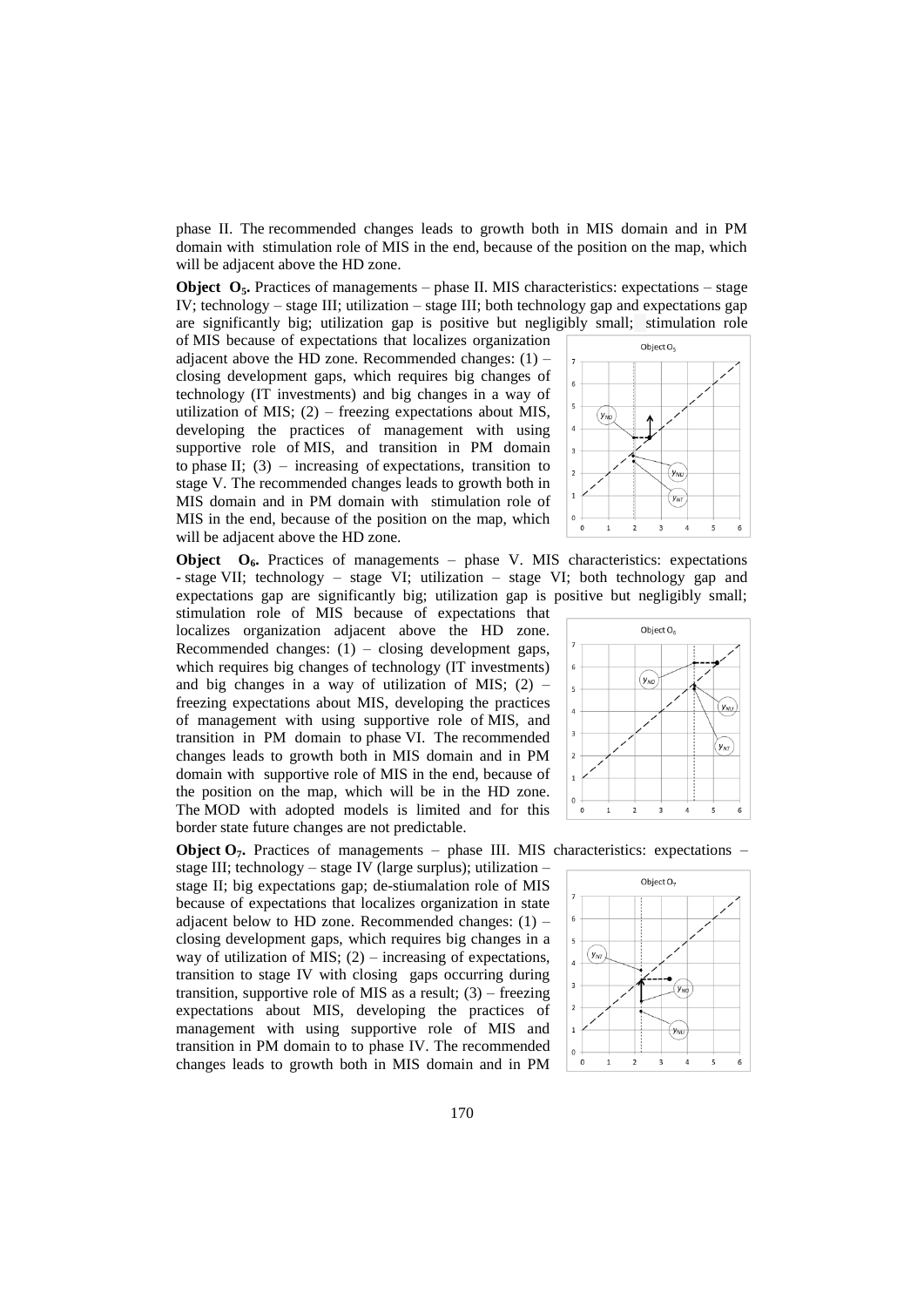phase II. The recommended changes leads to growth both in MIS domain and in PM domain with stimulation role of MIS in the end, because of the position on the map, which will be adjacent above the HD zone.

**Object $O_5$.** Practices of managements – phase II. MIS characteristics: expectations – stage IV; technology – stage III; utilization – stage III; both technology gap and expectations gap are significantly big; utilization gap is positive but negligibly small; stimulation role of MIS because of expectations that localizes organization adjacent above the HD zone. Recommended changes: (1) – closing development gaps, which requires big changes of technology (IT investments) and big changes in a way of utilization of MIS; (2) – freezing expectations about MIS, developing the practices of management with using supportive role of MIS, and transition in PM domain to phase II; (3) – increasing of expectations, transition to stage V. The recommended changes leads to growth both in MIS domain and in PM domain with stimulation role of MIS in the end, because of the position on the map, which will be adjacent above the HD zone.

**Object $O_6$.** Practices of managements – phase V. MIS characteristics: expectations - stage VII; technology – stage VI; utilization – stage VI; both technology gap and expectations gap are significantly big; utilization gap is positive but negligibly small; stimulation role of MIS because of expectations that localizes organization adjacent above the HD zone. Recommended changes: (1) – closing development gaps, which requires big changes of technology (IT investments) and big changes in a way of utilization of MIS; (2) – freezing expectations about MIS, developing the practices of management with using supportive role of MIS, and transition in PM domain to phase VI. The recommended changes leads to growth both in MIS domain and in PM domain with supportive role of MIS in the end, because of the position on the map, which will be in the HD zone. The MOD with adopted models is limited and for this border state future changes are not predictable.

**Object $O_7$.** Practices of managements – phase III. MIS characteristics: expectations – stage III; technology – stage IV (large surplus); utilization – stage II; big expectations gap; de-stiumalation role of MIS because of expectations that localizes organization in state adjacent below to HD zone. Recommended changes: (1) – closing development gaps, which requires big changes in a way of utilization of MIS; (2) – increasing of expectations, transition to stage IV with closing gaps occurring during transition, supportive role of MIS as a result; (3) – freezing expectations about MIS, developing the practices of management with using supportive role of MIS and transition in PM domain to to phase IV. The recommended changes leads to growth both in MIS domain and in PM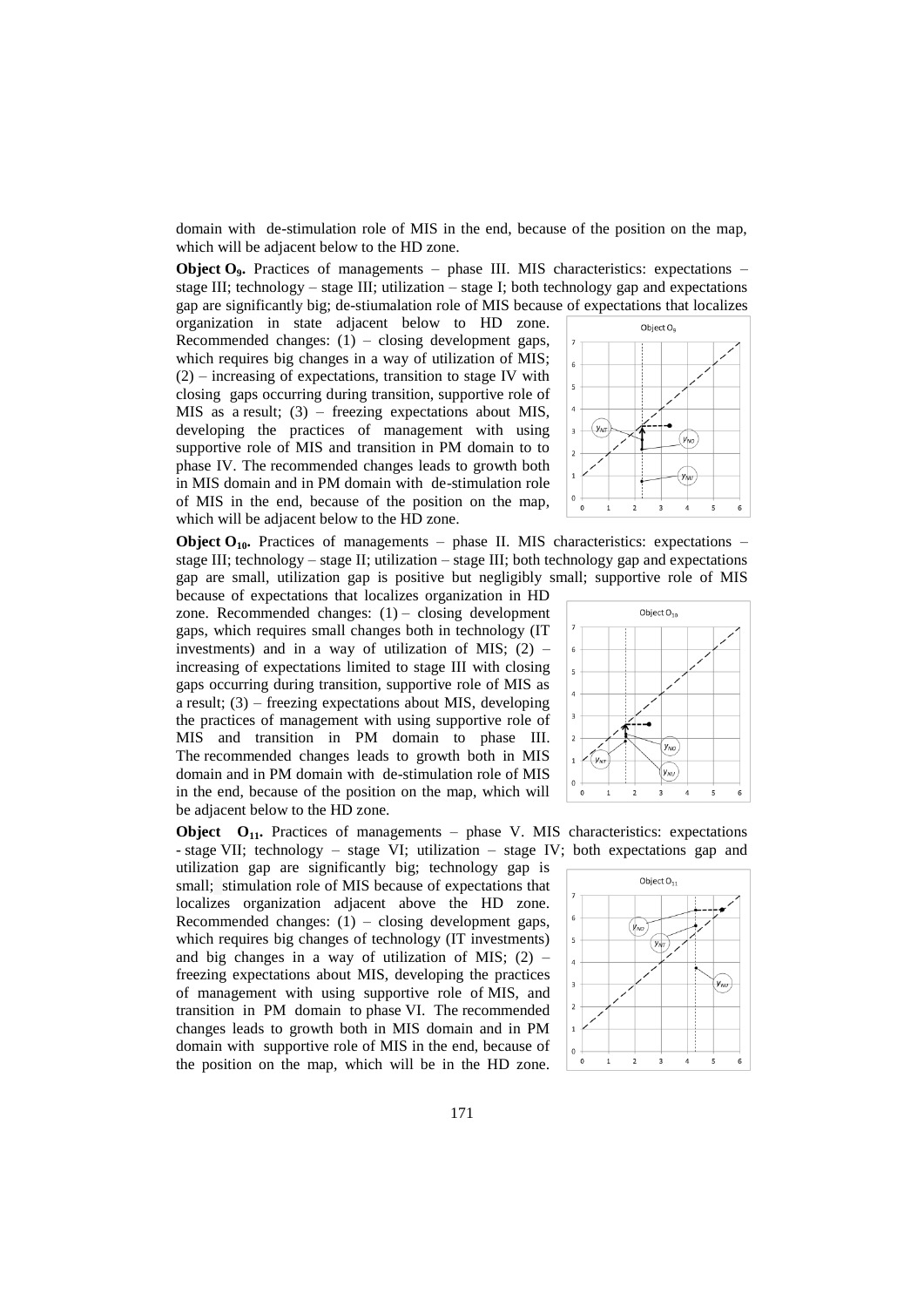domain with de-stimulation role of MIS in the end, because of the position on the map, which will be adjacent below to the HD zone.

**Object $O_9$.** Practices of managements – phase III. MIS characteristics: expectations – stage III; technology – stage III; utilization – stage I; both technology gap and expectations gap are significantly big; de-stiumalation role of MIS because of expectations that localizes organization in state adjacent below to HD zone. Recommended changes: (1) – closing development gaps, which requires big changes in a way of utilization of MIS; (2) – increasing of expectations, transition to stage IV with closing gaps occurring during transition, supportive role of MIS as a result; (3) – freezing expectations about MIS, developing the practices of management with using supportive role of MIS and transition in PM domain to to phase IV. The recommended changes leads to growth both in MIS domain and in PM domain with de-stimulation role of MIS in the end, because of the position on the map, which will be adjacent below to the HD zone.

**Object $O_{10}$.** Practices of managements – phase II. MIS characteristics: expectations – stage III; technology – stage II; utilization – stage III; both technology gap and expectations gap are small, utilization gap is positive but negligibly small; supportive role of MIS because of expectations that localizes organization in HD zone. Recommended changes: (1) – closing development gaps, which requires small changes both in technology (IT investments) and in a way of utilization of MIS; (2) – increasing of expectations limited to stage III with closing gaps occurring during transition, supportive role of MIS as a result; (3) – freezing expectations about MIS, developing the practices of management with using supportive role of MIS and transition in PM domain to phase III. The recommended changes leads to growth both in MIS domain and in PM domain with de-stimulation role of MIS in the end, because of the position on the map, which will be adjacent below to the HD zone.

**Object $O_{11}$.** Practices of managements – phase V. MIS characteristics: expectations - stage VII; technology – stage VI; utilization – stage IV; both expectations gap and utilization gap are significantly big; technology gap is small; stimulation role of MIS because of expectations that localizes organization adjacent above the HD zone. Recommended changes: (1) – closing development gaps, which requires big changes of technology (IT investments) and big changes in a way of utilization of MIS; (2) – freezing expectations about MIS, developing the practices of management with using supportive role of MIS, and transition in PM domain to phase VI. The recommended changes leads to growth both in MIS domain and in PM domain with supportive role of MIS in the end, because of the position on the map, which will be in the HD zone.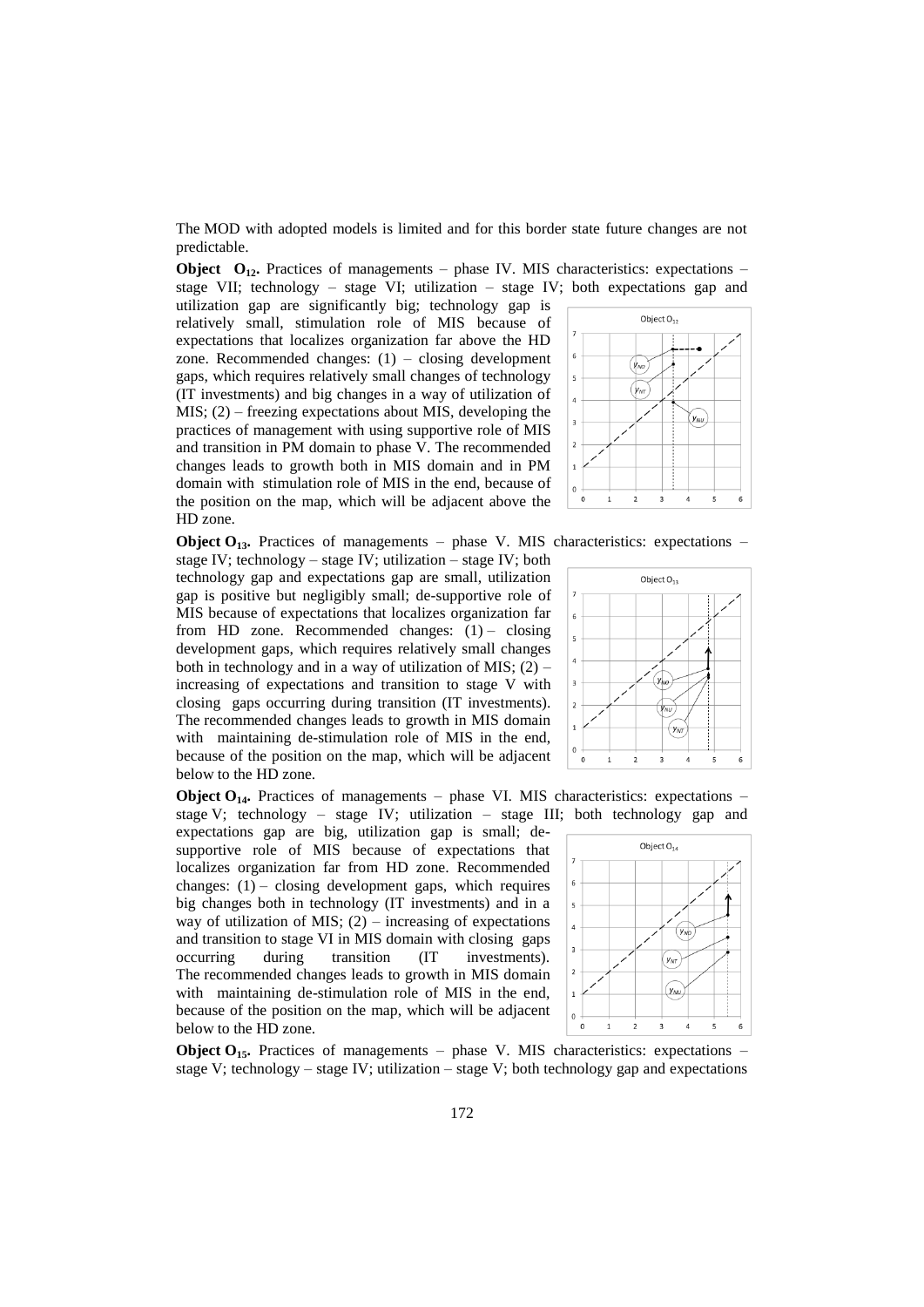The MOD with adopted models is limited and for this border state future changes are not predictable.

**Object $O_{12}$.** Practices of managements – phase IV. MIS characteristics: expectations – stage VII; technology – stage VI; utilization – stage IV; both expectations gap and utilization gap are significantly big; technology gap is relatively small, stimulation role of MIS because of expectations that localizes organization far above the HD zone. Recommended changes: (1) – closing development gaps, which requires relatively small changes of technology (IT investments) and big changes in a way of utilization of MIS; (2) – freezing expectations about MIS, developing the practices of management with using supportive role of MIS and transition in PM domain to phase V. The recommended changes leads to growth both in MIS domain and in PM domain with stimulation role of MIS in the end, because of the position on the map, which will be adjacent above the HD zone.

**Object $O_{13}$.** Practices of managements – phase V. MIS characteristics: expectations – stage IV; technology – stage IV; utilization – stage IV; both technology gap and expectations gap are small, utilization gap is positive but negligibly small; de-supportive role of MIS because of expectations that localizes organization far from HD zone. Recommended changes: (1) – closing development gaps, which requires relatively small changes both in technology and in a way of utilization of MIS; (2) – increasing of expectations and transition to stage V with closing gaps occurring during transition (IT investments). The recommended changes leads to growth in MIS domain with maintaining de-stimulation role of MIS in the end, because of the position on the map, which will be adjacent below to the HD zone.

**Object $O_{14}$.** Practices of managements – phase VI. MIS characteristics: expectations – stage V; technology – stage IV; utilization – stage III; both technology gap and expectations gap are big, utilization gap is small; de-supportive role of MIS because of expectations that localizes organization far from HD zone. Recommended changes: (1) – closing development gaps, which requires big changes both in technology (IT investments) and in a way of utilization of MIS; (2) – increasing of expectations and transition to stage VI in MIS domain with closing gaps occurring during transition (IT investments). The recommended changes leads to growth in MIS domain with maintaining de-stimulation role of MIS in the end, because of the position on the map, which will be adjacent below to the HD zone.

**Object $O_{15}$.** Practices of managements – phase V. MIS characteristics: expectations – stage V; technology – stage IV; utilization – stage V; both technology gap and expectations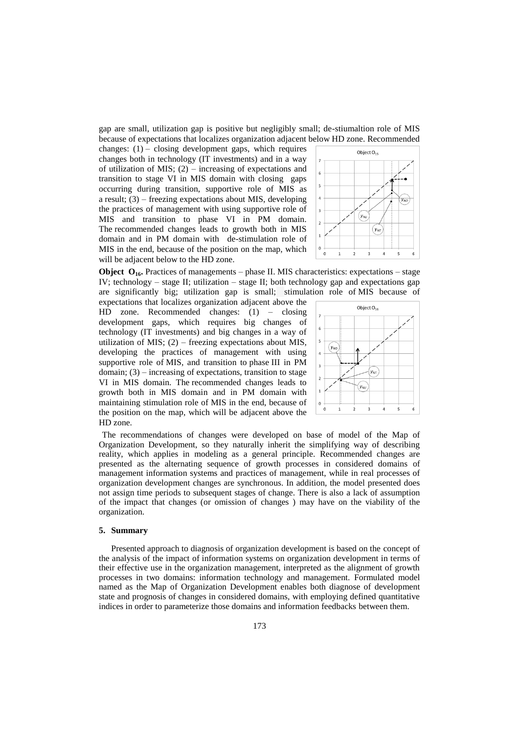gap are small, utilization gap is positive but negligibly small; de-stiumaltion role of MIS because of expectations that localizes organization adjacent below HD zone. Recommended changes: (1) – closing development gaps, which requires changes both in technology (IT investments) and in a way of utilization of MIS; (2) – increasing of expectations and transition to stage VI in MIS domain with closing gaps occurring during transition, supportive role of MIS as a result; (3) – freezing expectations about MIS, developing the practices of management with using supportive role of MIS and transition to phase VI in PM domain. The recommended changes leads to growth both in MIS domain and in PM domain with de-stimulation role of MIS in the end, because of the position on the map, which will be adjacent below to the HD zone.

**Object $O_{16}$.** Practices of managements – phase II. MIS characteristics: expectations – stage IV; technology – stage II; utilization – stage II; both technology gap and expectations gap are significantly big; utilization gap is small; stimulation role of MIS because of expectations that localizes organization adjacent above the HD zone. Recommended changes: (1) – closing development gaps, which requires big changes of technology (IT investments) and big changes in a way of utilization of MIS; (2) – freezing expectations about MIS, developing the practices of management with using supportive role of MIS, and transition to phase III in PM domain; (3) – increasing of expectations, transition to stage VI in MIS domain. The recommended changes leads to growth both in MIS domain and in PM domain with maintaining stimulation role of MIS in the end, because of the position on the map, which will be adjacent above the HD zone.

The recommendations of changes were developed on base of model of the Map of Organization Development, so they naturally inherit the simplifying way of describing reality, which applies in modeling as a general principle. Recommended changes are presented as the alternating sequence of growth processes in considered domains of management information systems and practices of management, while in real processes of organization development changes are synchronous. In addition, the model presented does not assign time periods to subsequent stages of change. There is also a lack of assumption of the impact that changes (or omission of changes ) may have on the viability of the organization.

## 5. Summary

Presented approach to diagnosis of organization development is based on the concept of the analysis of the impact of information systems on organization development in terms of their effective use in the organization management, interpreted as the alignment of growth processes in two domains: information technology and management. Formulated model named as the Map of Organization Development enables both diagnose of development state and prognosis of changes in considered domains, with employing defined quantitative indices in order to parameterize those domains and information feedbacks between them.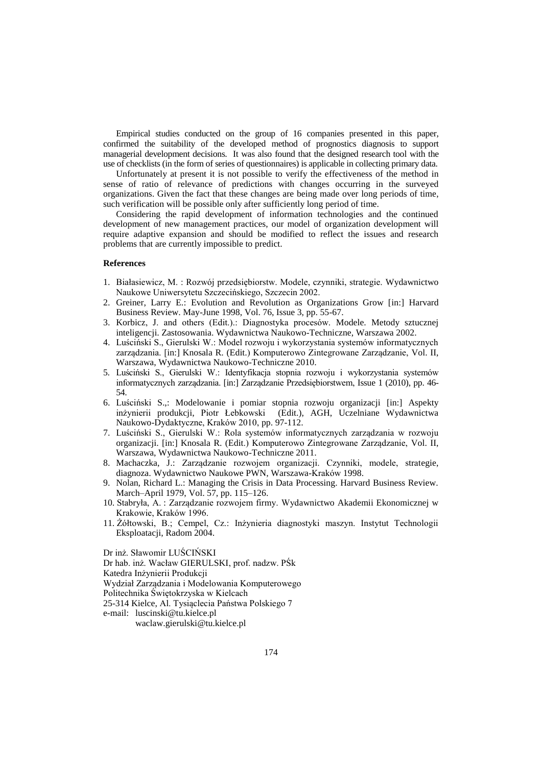Empirical studies conducted on the group of 16 companies presented in this paper, confirmed the suitability of the developed method of prognostics diagnosis to support managerial development decisions. It was also found that the designed research tool with the use of checklists (in the form of series of questionnaires) is applicable in collecting primary data.

Unfortunately at present it is not possible to verify the effectiveness of the method in sense of ratio of relevance of predictions with changes occurring in the surveyed organizations. Given the fact that these changes are being made over long periods of time, such verification will be possible only after sufficiently long period of time.

Considering the rapid development of information technologies and the continued development of new management practices, our model of organization development will require adaptive expansion and should be modified to reflect the issues and research problems that are currently impossible to predict.

### References

1. Białasiewicz, M. : Rozwój przedsiębiorstw. Modele, czynniki, strategie. Wydawnictwo Naukowe Uniwersytetu Szczecińskiego, Szczecin 2002.
2. Greiner, Larry E.: Evolution and Revolution as Organizations Grow [in:] Harvard Business Review. May-June 1998, Vol. 76, Issue 3, pp. 55-67.
3. Korbicz, J. and others (Edit.).: Diagnostyka procesów. Modele. Metody sztucznej inteligencji. Zastosowania. Wydawnictwa Naukowo-Techniczne, Warszawa 2002.
4. Luściński S., Gierulski W.: Model rozwoju i wykorzystania systemów informatycznych zarządzania. [in:] Knosala R. (Edit.) Komputerowo Zintegrowane Zarządzanie, Vol. II, Warszawa, Wydawnictwa Naukowo-Techniczne 2010.
5. Luściński S., Gierulski W.: Identyfikacja stopnia rozwoju i wykorzystania systemów informatycznych zarządzania. [in:] Zarządzanie Przedsiębiorstwem, Issue 1 (2010), pp. 46-54.
6. Luściński S.,: Modelowanie i pomiar stopnia rozwoju organizacji [in:] Aspekty inżynierii produkcji, Piotr Łebkowski (Edit.), AGH, Uczelniane Wydawnictwa Naukowo-Dydaktyczne, Kraków 2010, pp. 97-112.
7. Luściński S., Gierulski W.: Rola systemów informatycznych zarządzania w rozwoju organizacji. [in:] Knosala R. (Edit.) Komputerowo Zintegrowane Zarządzanie, Vol. II, Warszawa, Wydawnictwa Naukowo-Techniczne 2011.
8. Machaczka, J.: Zarządzanie rozwojem organizacji. Czynniki, modele, strategie, diagnoza. Wydawnictwo Naukowe PWN, Warszawa-Kraków 1998.
9. Nolan, Richard L.: Managing the Crisis in Data Processing. Harvard Business Review. March–April 1979, Vol. 57, pp. 115–126.
10. Stabryła, A. : Zarządzanie rozwojem firmy. Wydawnictwo Akademii Ekonomicznej w Krakowie, Kraków 1996.
11. Żółtowski, B.; Cempel, Cz.: Inżynieria diagnostyki maszyn. Instytut Technologii Eksploatacji, Radom 2004.

Dr inż. Sławomir LUŚCIŃSKI
Dr hab. inż. Wacław GIERULSKI, prof. nadzw. PŚk
Katedra Inżynierii Produkcji
Wydział Zarządzania i Modelowania Komputerowego
Politechnika Świętokrzyska w Kielcach
25-314 Kielce, Al. Tysiąclecia Państwa Polskiego 7
e-mail: luscinski@tu.kielce.pl
waclaw.gierulski@tu.kielce.pl